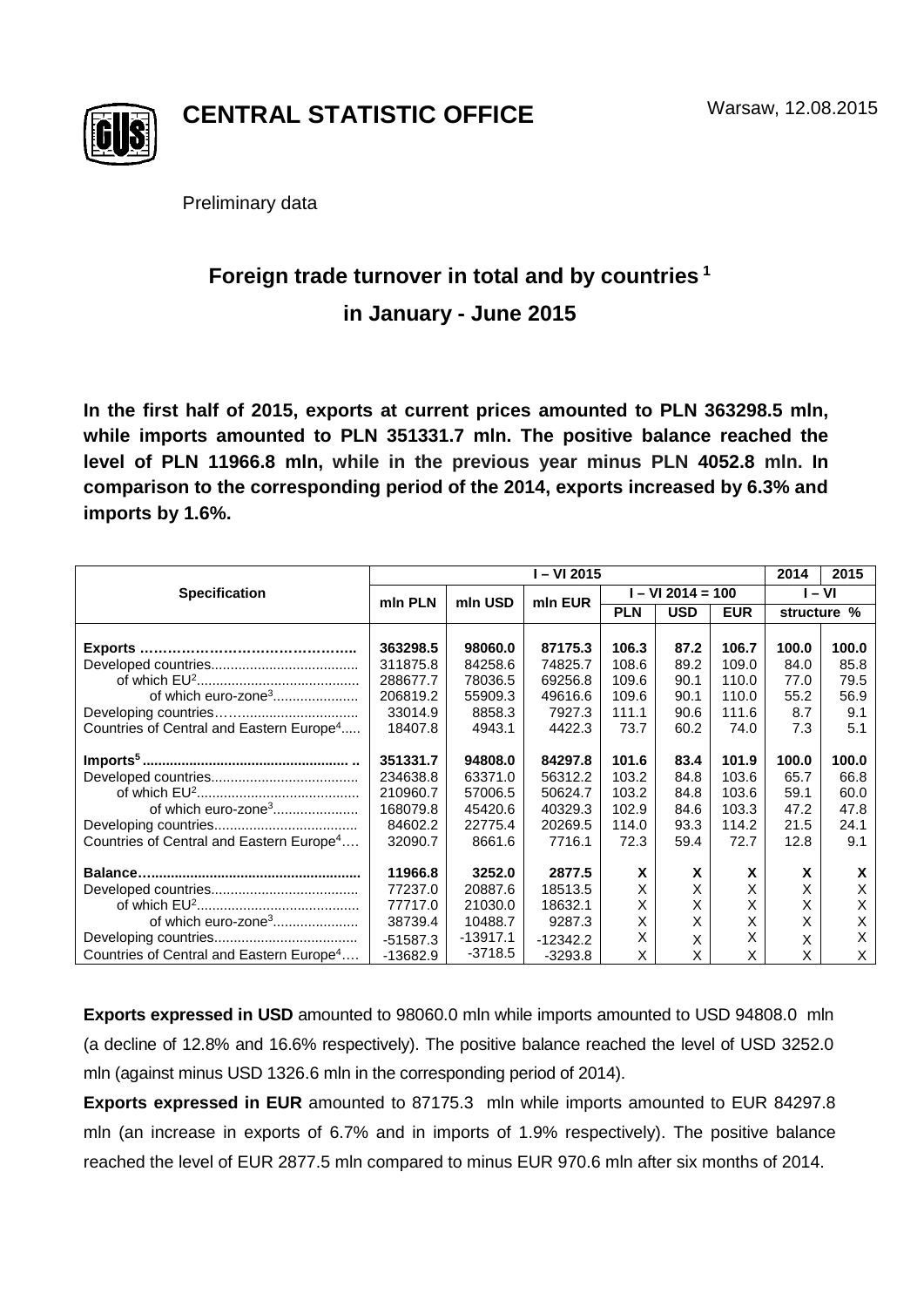CENTRAL STATISTIC OFFICE

Warsaw, 12.08.2015

Preliminary data

# Foreign trade turnover in total and by countries [1] in January - June 2015

**In the first half of 2015, exports at current prices amounted to PLN 363298.5 mln, while imports amounted to PLN 351331.7 mln. The positive balance reached the level of PLN 11966.8 mln, while in the previous year minus PLN 4052.8 mln. In comparison to the corresponding period of the 2014, exports increased by 6.3% and imports by 1.6%.**

| Specification | I – VI 2015 | | | | | | 2014 | 2015 |
|---|---|---|---|---|---|---|---|---|
| | mln PLN | mln USD | mln EUR | I – VI 2014 = 100 | | | I – VI | |
| | | | | PLN | USD | EUR | structure % | |
| **Exports ……………………………………..** | **363298.5** | **98060.0** | **87175.3** | **106.3** | **87.2** | **106.7** | **100.0** | **100.0** |
| Developed countries...................................... | 311875.8 | 84258.6 | 74825.7 | 108.6 | 89.2 | 109.0 | 84.0 | 85.8 |
| of which EU[2].......................................... | 288677.7 | 78036.5 | 69256.8 | 109.6 | 90.1 | 110.0 | 77.0 | 79.5 |
| of which euro-zone[3]...................... | 206819.2 | 55909.3 | 49616.6 | 109.6 | 90.1 | 110.0 | 55.2 | 56.9 |
| Developing countries……............................ | 33014.9 | 8858.3 | 7927.3 | 111.1 | 90.6 | 111.6 | 8.7 | 9.1 |
| Countries of Central and Eastern Europe[4]..... | 18407.8 | 4943.1 | 4422.3 | 73.7 | 60.2 | 74.0 | 7.3 | 5.1 |
| **Imports[5] ..................................................... ..** | **351331.7** | **94808.0** | **84297.8** | **101.6** | **83.4** | **101.9** | **100.0** | **100.0** |
| Developed countries...................................... | 234638.8 | 63371.0 | 56312.2 | 103.2 | 84.8 | 103.6 | 65.7 | 66.8 |
| of which EU[2].......................................... | 210960.7 | 57006.5 | 50624.7 | 103.2 | 84.8 | 103.6 | 59.1 | 60.0 |
| of which euro-zone[3]...................... | 168079.8 | 45420.6 | 40329.3 | 102.9 | 84.6 | 103.3 | 47.2 | 47.8 |
| Developing countries..................................... | 84602.2 | 22775.4 | 20269.5 | 114.0 | 93.3 | 114.2 | 21.5 | 24.1 |
| Countries of Central and Eastern Europe[4]…. | 32090.7 | 8661.6 | 7716.1 | 72.3 | 59.4 | 72.7 | 12.8 | 9.1 |
| **Balance……...............................................** | **11966.8** | **3252.0** | **2877.5** | **X** | **X** | **X** | **X** | **X** |
| Developed countries...................................... | 77237.0 | 20887.6 | 18513.5 | X | X | X | X | X |
| of which EU[2].......................................... | 77717.0 | 21030.0 | 18632.1 | X | X | X | X | X |
| of which euro-zone[3]...................... | 38739.4 | 10488.7 | 9287.3 | X | X | X | X | X |
| Developing countries..................................... | -51587.3 | -13917.1 | -12342.2 | X | X | X | X | X |
| Countries of Central and Eastern Europe[4]…. | -13682.9 | -3718.5 | -3293.8 | X | X | X | X | X |

**Exports expressed in USD** amounted to 98060.0 mln while imports amounted to USD 94808.0 mln (a decline of 12.8% and 16.6% respectively). The positive balance reached the level of USD 3252.0 mln (against minus USD 1326.6 mln in the corresponding period of 2014).

**Exports expressed in EUR** amounted to 87175.3 mln while imports amounted to EUR 84297.8 mln (an increase in exports of 6.7% and in imports of 1.9% respectively). The positive balance reached the level of EUR 2877.5 mln compared to minus EUR 970.6 mln after six months of 2014.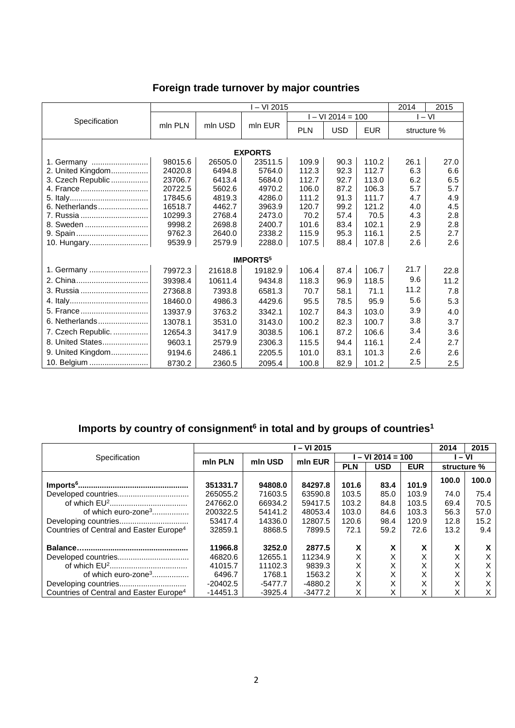## Foreign trade turnover by major countries

| Specification | I – VI 2015 | | | | | | 2014 | 2015 |
|---|---|---|---|---|---|---|---|---|
| | mln PLN | mln USD | mln EUR | I – VI 2014 = 100 | | | I – VI | |
| | | | | PLN | USD | EUR | structure % | |
| **EXPORTS** | | | | | | | | |
| 1. Germany | 98015.6 | 26505.0 | 23511.5 | 109.9 | 90.3 | 110.2 | 26.1 | 27.0 |
| 2. United Kingdom | 24020.8 | 6494.8 | 5764.0 | 112.3 | 92.3 | 112.7 | 6.3 | 6.6 |
| 3. Czech Republic | 23706.7 | 6413.4 | 5684.0 | 112.7 | 92.7 | 113.0 | 6.2 | 6.5 |
| 4. France | 20722.5 | 5602.6 | 4970.2 | 106.0 | 87.2 | 106.3 | 5.7 | 5.7 |
| 5. Italy | 17845.6 | 4819.3 | 4286.0 | 111.2 | 91.3 | 111.7 | 4.7 | 4.9 |
| 6. Netherlands | 16518.7 | 4462.7 | 3963.9 | 120.7 | 99.2 | 121.2 | 4.0 | 4.5 |
| 7. Russia | 10299.3 | 2768.4 | 2473.0 | 70.2 | 57.4 | 70.5 | 4.3 | 2.8 |
| 8. Sweden | 9998.2 | 2698.8 | 2400.7 | 101.6 | 83.4 | 102.1 | 2.9 | 2.8 |
| 9. Spain | 9762.3 | 2640.0 | 2338.2 | 115.9 | 95.3 | 116.1 | 2.5 | 2.7 |
| 10. Hungary | 9539.9 | 2579.9 | 2288.0 | 107.5 | 88.4 | 107.8 | 2.6 | 2.6 |
| **IMPORTS**[5] | | | | | | | | |
| 1. Germany | 79972.3 | 21618.8 | 19182.9 | 106.4 | 87.4 | 106.7 | 21.7 | 22.8 |
| 2. China | 39398.4 | 10611.4 | 9434.8 | 118.3 | 96.9 | 118.5 | 9.6 | 11.2 |
| 3. Russia | 27368.8 | 7393.8 | 6581.3 | 70.7 | 58.1 | 71.1 | 11.2 | 7.8 |
| 4. Italy | 18460.0 | 4986.3 | 4429.6 | 95.5 | 78.5 | 95.9 | 5.6 | 5.3 |
| 5. France | 13937.9 | 3763.2 | 3342.1 | 102.7 | 84.3 | 103.0 | 3.9 | 4.0 |
| 6. Netherlands | 13078.1 | 3531.0 | 3143.0 | 100.2 | 82.3 | 100.7 | 3.8 | 3.7 |
| 7. Czech Republic. | 12654.3 | 3417.9 | 3038.5 | 106.1 | 87.2 | 106.6 | 3.4 | 3.6 |
| 8. United States | 9603.1 | 2579.9 | 2306.3 | 115.5 | 94.4 | 116.1 | 2.4 | 2.7 |
| 9. United Kingdom | 9194.6 | 2486.1 | 2205.5 | 101.0 | 83.1 | 101.3 | 2.6 | 2.6 |
| 10. Belgium | 8730.2 | 2360.5 | 2095.4 | 100.8 | 82.9 | 101.2 | 2.5 | 2.5 |

## Imports by country of consignment[6] in total and by groups of countries[1]

| Specification | I – VI 2015 | | | | | | 2014 | 2015 |
|---|---|---|---|---|---|---|---|---|
| | mln PLN | mln USD | mln EUR | I – VI 2014 = 100 | | | I – VI | |
| | | | | PLN | USD | EUR | structure % | |
| **Imports**[6] | **351331.7** | **94808.0** | **84297.8** | **101.6** | **83.4** | **101.9** | **100.0** | **100.0** |
| Developed countries | 265055.2 | 71603.5 | 63590.8 | 103.5 | 85.0 | 103.9 | 74.0 | 75.4 |
| of which EU[2] | 247662.0 | 66934.2 | 59417.5 | 103.2 | 84.8 | 103.5 | 69.4 | 70.5 |
| of which euro-zone[3] | 200322.5 | 54141.2 | 48053.4 | 103.0 | 84.6 | 103.3 | 56.3 | 57.0 |
| Developing countries | 53417.4 | 14336.0 | 12807.5 | 120.6 | 98.4 | 120.9 | 12.8 | 15.2 |
| Countries of Central and Easter Europe[4] | 32859.1 | 8868.5 | 7899.5 | 72.1 | 59.2 | 72.6 | 13.2 | 9.4 |
| **Balance** | **11966.8** | **3252.0** | **2877.5** | **X** | **X** | **X** | **X** | **X** |
| Developed countries | 46820.6 | 12655.1 | 11234.9 | X | X | X | X | X |
| of which EU[2] | 41015.7 | 11102.3 | 9839.3 | X | X | X | X | X |
| of which euro-zone[3] | 6496.7 | 1768.1 | 1563.2 | X | X | X | X | X |
| Developing countries | -20402.5 | -5477.7 | -4880.2 | X | X | X | X | X |
| Countries of Central and Easter Europe[4] | -14451.3 | -3925.4 | -3477.2 | X | X | X | X | X |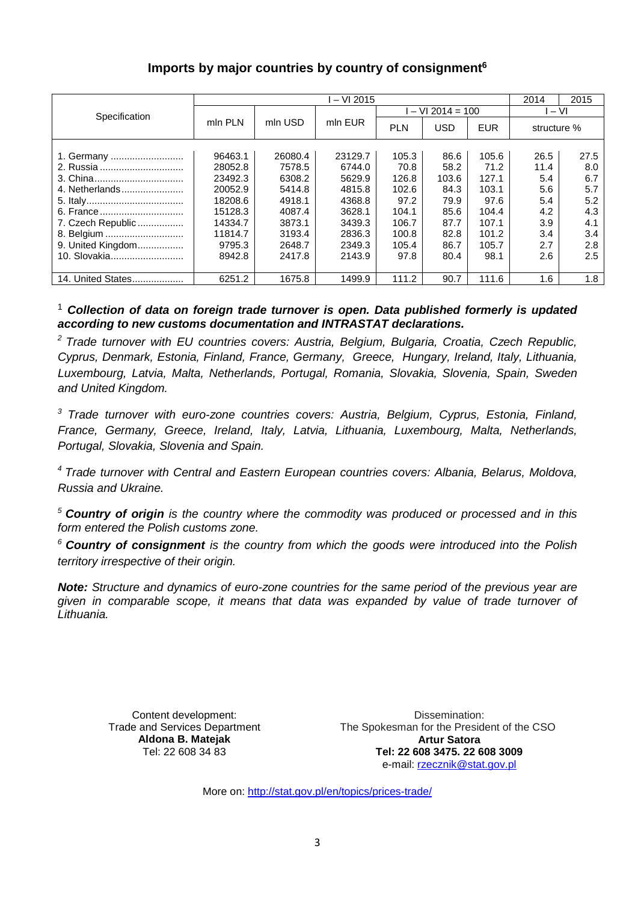## Imports by major countries by country of consignment[6]

| Specification | I – VI 2015 | | | | | | 2014 | 2015 |
|---|---|---|---|---|---|---|---|---|
| | mln PLN | mln USD | mln EUR | I – VI 2014 = 100 | | | I – VI | |
| | | | | PLN | USD | EUR | structure % | |
| 1. Germany | 96463.1 | 26080.4 | 23129.7 | 105.3 | 86.6 | 105.6 | 26.5 | 27.5 |
| 2. Russia | 28052.8 | 7578.5 | 6744.0 | 70.8 | 58.2 | 71.2 | 11.4 | 8.0 |
| 3. China | 23492.3 | 6308.2 | 5629.9 | 126.8 | 103.6 | 127.1 | 5.4 | 6.7 |
| 4. Netherlands | 20052.9 | 5414.8 | 4815.8 | 102.6 | 84.3 | 103.1 | 5.6 | 5.7 |
| 5. Italy | 18208.6 | 4918.1 | 4368.8 | 97.2 | 79.9 | 97.6 | 5.4 | 5.2 |
| 6. France | 15128.3 | 4087.4 | 3628.1 | 104.1 | 85.6 | 104.4 | 4.2 | 4.3 |
| 7. Czech Republic | 14334.7 | 3873.1 | 3439.3 | 106.7 | 87.7 | 107.1 | 3.9 | 4.1 |
| 8. Belgium | 11814.7 | 3193.4 | 2836.3 | 100.8 | 82.8 | 101.2 | 3.4 | 3.4 |
| 9. United Kingdom | 9795.3 | 2648.7 | 2349.3 | 105.4 | 86.7 | 105.7 | 2.7 | 2.8 |
| 10. Slovakia | 8942.8 | 2417.8 | 2143.9 | 97.8 | 80.4 | 98.1 | 2.6 | 2.5 |
| 14. United States | 6251.2 | 1675.8 | 1499.9 | 111.2 | 90.7 | 111.6 | 1.6 | 1.8 |

[1] ***Collection of data on foreign trade turnover is open. Data published formerly is updated according to new customs documentation and INTRASTAT declarations.***

[2] *Trade turnover with EU countries covers: Austria, Belgium, Bulgaria, Croatia, Czech Republic, Cyprus, Denmark, Estonia, Finland, France, Germany, Greece, Hungary, Ireland, Italy, Lithuania, Luxembourg, Latvia, Malta, Netherlands, Portugal, Romania, Slovakia, Slovenia, Spain, Sweden and United Kingdom.*

[3] *Trade turnover with euro-zone countries covers: Austria, Belgium, Cyprus, Estonia, Finland, France, Germany, Greece, Ireland, Italy, Latvia, Lithuania, Luxembourg, Malta, Netherlands, Portugal, Slovakia, Slovenia and Spain.*

[4] *Trade turnover with Central and Eastern European countries covers: Albania, Belarus, Moldova, Russia and Ukraine.*

[5] ***Country of origin** is the country where the commodity was produced or processed and in this form entered the Polish customs zone.*

[6] ***Country of consignment** is the country from which the goods were introduced into the Polish territory irrespective of their origin.*

***Note:** Structure and dynamics of euro-zone countries for the same period of the previous year are given in comparable scope, it means that data was expanded by value of trade turnover of Lithuania.*

Content development:
Trade and Services Department
**Aldona B. Matejak**
Tel: 22 608 34 83

Dissemination:
The Spokesman for the President of the CSO
**Artur Satora**
**Tel: 22 608 3475. 22 608 3009**
e-mail: rzecznik@stat.gov.pl

More on: http://stat.gov.pl/en/topics/prices-trade/